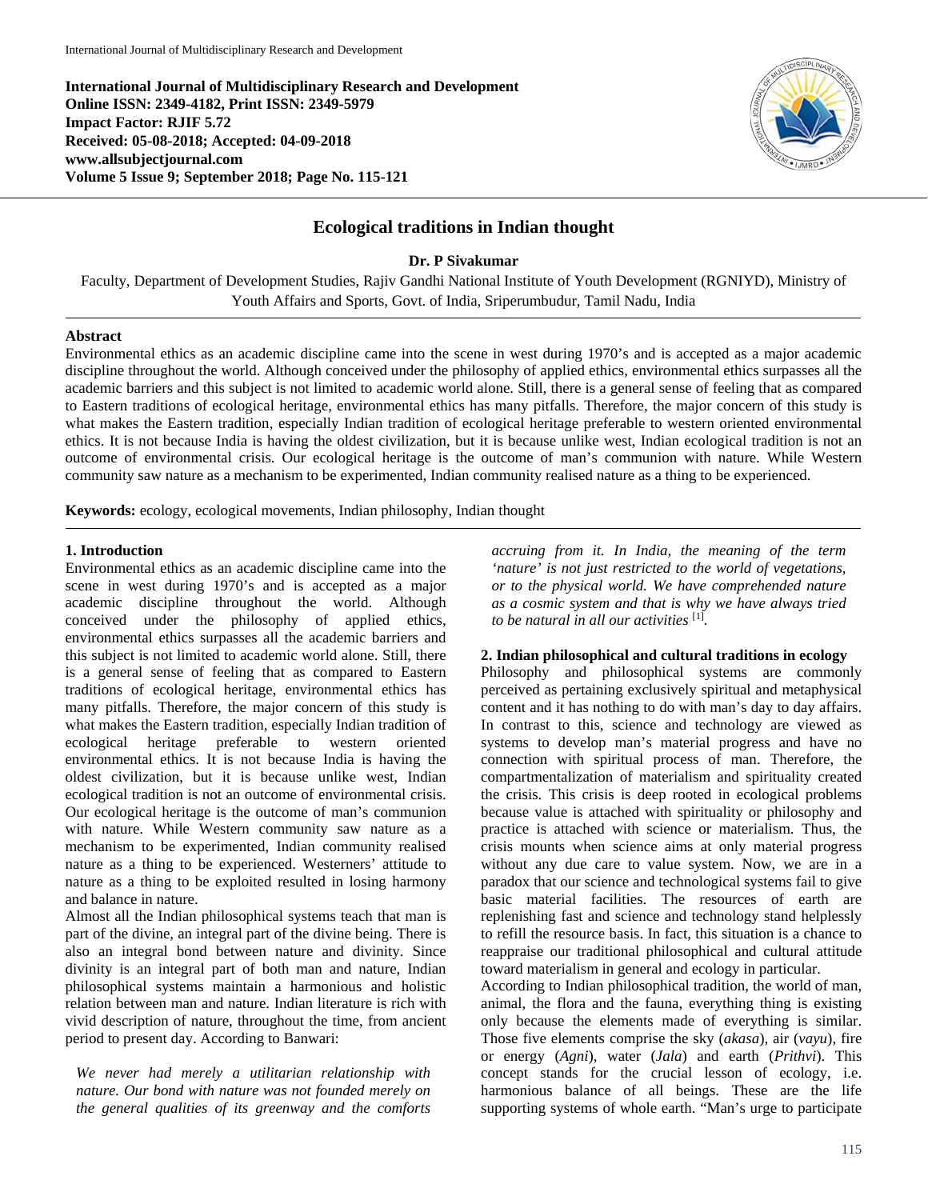**International Journal of Multidisciplinary Research and Development**
**Online ISSN: 2349-4182, Print ISSN: 2349-5979**
**Impact Factor: RJIF 5.72**
**Received: 05-08-2018; Accepted: 04-09-2018**
**www.allsubjectjournal.com**
**Volume 5 Issue 9; September 2018; Page No. 115-121**

# Ecological traditions in Indian thought

**Dr. P Sivakumar**

Faculty, Department of Development Studies, Rajiv Gandhi National Institute of Youth Development (RGNIYD), Ministry of Youth Affairs and Sports, Govt. of India, Sriperumbudur, Tamil Nadu, India

**Abstract**

Environmental ethics as an academic discipline came into the scene in west during 1970's and is accepted as a major academic discipline throughout the world. Although conceived under the philosophy of applied ethics, environmental ethics surpasses all the academic barriers and this subject is not limited to academic world alone. Still, there is a general sense of feeling that as compared to Eastern traditions of ecological heritage, environmental ethics has many pitfalls. Therefore, the major concern of this study is what makes the Eastern tradition, especially Indian tradition of ecological heritage preferable to western oriented environmental ethics. It is not because India is having the oldest civilization, but it is because unlike west, Indian ecological tradition is not an outcome of environmental crisis. Our ecological heritage is the outcome of man's communion with nature. While Western community saw nature as a mechanism to be experimented, Indian community realised nature as a thing to be experienced.

**Keywords:** ecology, ecological movements, Indian philosophy, Indian thought

## 1. Introduction

Environmental ethics as an academic discipline came into the scene in west during 1970's and is accepted as a major academic discipline throughout the world. Although conceived under the philosophy of applied ethics, environmental ethics surpasses all the academic barriers and this subject is not limited to academic world alone. Still, there is a general sense of feeling that as compared to Eastern traditions of ecological heritage, environmental ethics has many pitfalls. Therefore, the major concern of this study is what makes the Eastern tradition, especially Indian tradition of ecological heritage preferable to western oriented environmental ethics. It is not because India is having the oldest civilization, but it is because unlike west, Indian ecological tradition is not an outcome of environmental crisis. Our ecological heritage is the outcome of man's communion with nature. While Western community saw nature as a mechanism to be experimented, Indian community realised nature as a thing to be experienced. Westerners' attitude to nature as a thing to be exploited resulted in losing harmony and balance in nature.

Almost all the Indian philosophical systems teach that man is part of the divine, an integral part of the divine being. There is also an integral bond between nature and divinity. Since divinity is an integral part of both man and nature, Indian philosophical systems maintain a harmonious and holistic relation between man and nature. Indian literature is rich with vivid description of nature, throughout the time, from ancient period to present day. According to Banwari:

> *We never had merely a utilitarian relationship with nature. Our bond with nature was not founded merely on the general qualities of its greenway and the comforts accruing from it. In India, the meaning of the term 'nature' is not just restricted to the world of vegetations, or to the physical world. We have comprehended nature as a cosmic system and that is why we have always tried to be natural in all our activities* [1].

## 2. Indian philosophical and cultural traditions in ecology

Philosophy and philosophical systems are commonly perceived as pertaining exclusively spiritual and metaphysical content and it has nothing to do with man's day to day affairs. In contrast to this, science and technology are viewed as systems to develop man's material progress and have no connection with spiritual process of man. Therefore, the compartmentalization of materialism and spirituality created the crisis. This crisis is deep rooted in ecological problems because value is attached with spirituality or philosophy and practice is attached with science or materialism. Thus, the crisis mounts when science aims at only material progress without any due care to value system. Now, we are in a paradox that our science and technological systems fail to give basic material facilities. The resources of earth are replenishing fast and science and technology stand helplessly to refill the resource basis. In fact, this situation is a chance to reappraise our traditional philosophical and cultural attitude toward materialism in general and ecology in particular.

According to Indian philosophical tradition, the world of man, animal, the flora and the fauna, everything thing is existing only because the elements made of everything is similar. Those five elements comprise the sky (*akasa*), air (*vayu*), fire or energy (*Agni*), water (*Jala*) and earth (*Prithvi*). This concept stands for the crucial lesson of ecology, i.e. harmonious balance of all beings. These are the life supporting systems of whole earth. "Man's urge to participate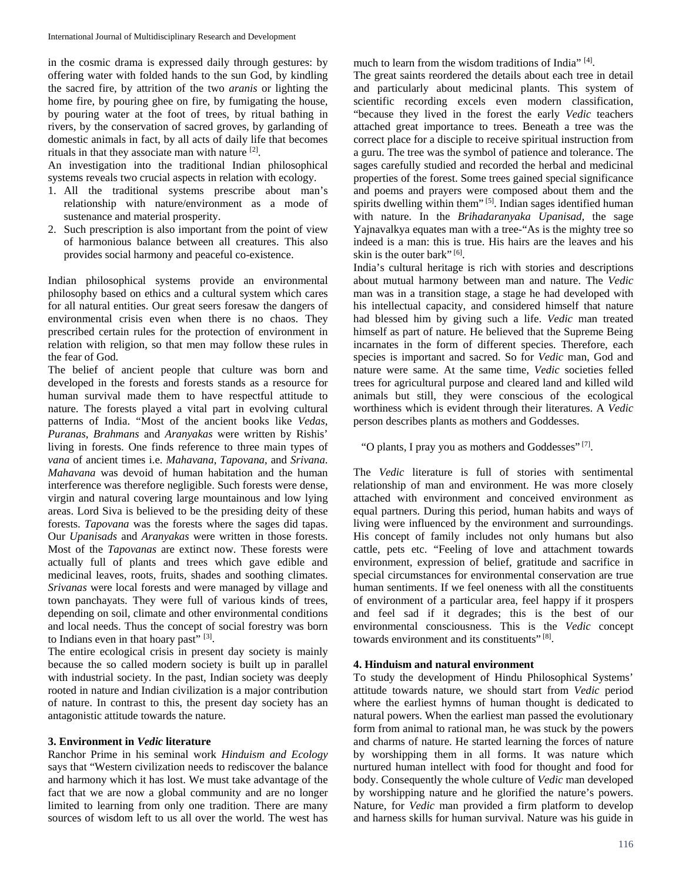in the cosmic drama is expressed daily through gestures: by offering water with folded hands to the sun God, by kindling the sacred fire, by attrition of the two *aranis* or lighting the home fire, by pouring ghee on fire, by fumigating the house, by pouring water at the foot of trees, by ritual bathing in rivers, by the conservation of sacred groves, by garlanding of domestic animals in fact, by all acts of daily life that becomes rituals in that they associate man with nature [2].

An investigation into the traditional Indian philosophical systems reveals two crucial aspects in relation with ecology.

1. All the traditional systems prescribe about man's relationship with nature/environment as a mode of sustenance and material prosperity.
2. Such prescription is also important from the point of view of harmonious balance between all creatures. This also provides social harmony and peaceful co-existence.

Indian philosophical systems provide an environmental philosophy based on ethics and a cultural system which cares for all natural entities. Our great seers foresaw the dangers of environmental crisis even when there is no chaos. They prescribed certain rules for the protection of environment in relation with religion, so that men may follow these rules in the fear of God.

The belief of ancient people that culture was born and developed in the forests and forests stands as a resource for human survival made them to have respectful attitude to nature. The forests played a vital part in evolving cultural patterns of India. "Most of the ancient books like *Vedas*, *Puranas*, *Brahmans* and *Aranyakas* were written by Rishis' living in forests. One finds reference to three main types of *vana* of ancient times i.e. *Mahavana*, *Tapovana*, and *Srivana*. *Mahavana* was devoid of human habitation and the human interference was therefore negligible. Such forests were dense, virgin and natural covering large mountainous and low lying areas. Lord Siva is believed to be the presiding deity of these forests. *Tapovana* was the forests where the sages did tapas. Our *Upanisads* and *Aranyakas* were written in those forests. Most of the *Tapovanas* are extinct now. These forests were actually full of plants and trees which gave edible and medicinal leaves, roots, fruits, shades and soothing climates. *Srivanas* were local forests and were managed by village and town panchayats. They were full of various kinds of trees, depending on soil, climate and other environmental conditions and local needs. Thus the concept of social forestry was born to Indians even in that hoary past" [3].

The entire ecological crisis in present day society is mainly because the so called modern society is built up in parallel with industrial society. In the past, Indian society was deeply rooted in nature and Indian civilization is a major contribution of nature. In contrast to this, the present day society has an antagonistic attitude towards the nature.

### 3. Environment in *Vedic* literature

Ranchor Prime in his seminal work *Hinduism and Ecology* says that "Western civilization needs to rediscover the balance and harmony which it has lost. We must take advantage of the fact that we are now a global community and are no longer limited to learning from only one tradition. There are many sources of wisdom left to us all over the world. The west has much to learn from the wisdom traditions of India" [4].

The great saints reordered the details about each tree in detail and particularly about medicinal plants. This system of scientific recording excels even modern classification, "because they lived in the forest the early *Vedic* teachers attached great importance to trees. Beneath a tree was the correct place for a disciple to receive spiritual instruction from a guru. The tree was the symbol of patience and tolerance. The sages carefully studied and recorded the herbal and medicinal properties of the forest. Some trees gained special significance and poems and prayers were composed about them and the spirits dwelling within them" [5]. Indian sages identified human with nature. In the *Brihadaranyaka Upanisad*, the sage Yajnavalkya equates man with a tree-"As is the mighty tree so indeed is a man: this is true. His hairs are the leaves and his skin is the outer bark" [6].

India's cultural heritage is rich with stories and descriptions about mutual harmony between man and nature. The *Vedic* man was in a transition stage, a stage he had developed with his intellectual capacity, and considered himself that nature had blessed him by giving such a life. *Vedic* man treated himself as part of nature. He believed that the Supreme Being incarnates in the form of different species. Therefore, each species is important and sacred. So for *Vedic* man, God and nature were same. At the same time, *Vedic* societies felled trees for agricultural purpose and cleared land and killed wild animals but still, they were conscious of the ecological worthiness which is evident through their literatures. A *Vedic* person describes plants as mothers and Goddesses.

"O plants, I pray you as mothers and Goddesses" [7].

The *Vedic* literature is full of stories with sentimental relationship of man and environment. He was more closely attached with environment and conceived environment as equal partners. During this period, human habits and ways of living were influenced by the environment and surroundings. His concept of family includes not only humans but also cattle, pets etc. "Feeling of love and attachment towards environment, expression of belief, gratitude and sacrifice in special circumstances for environmental conservation are true human sentiments. If we feel oneness with all the constituents of environment of a particular area, feel happy if it prospers and feel sad if it degrades; this is the best of our environmental consciousness. This is the *Vedic* concept towards environment and its constituents" [8].

### 4. Hinduism and natural environment

To study the development of Hindu Philosophical Systems' attitude towards nature, we should start from *Vedic* period where the earliest hymns of human thought is dedicated to natural powers. When the earliest man passed the evolutionary form from animal to rational man, he was stuck by the powers and charms of nature. He started learning the forces of nature by worshipping them in all forms. It was nature which nurtured human intellect with food for thought and food for body. Consequently the whole culture of *Vedic* man developed by worshipping nature and he glorified the nature's powers. Nature, for *Vedic* man provided a firm platform to develop and harness skills for human survival. Nature was his guide in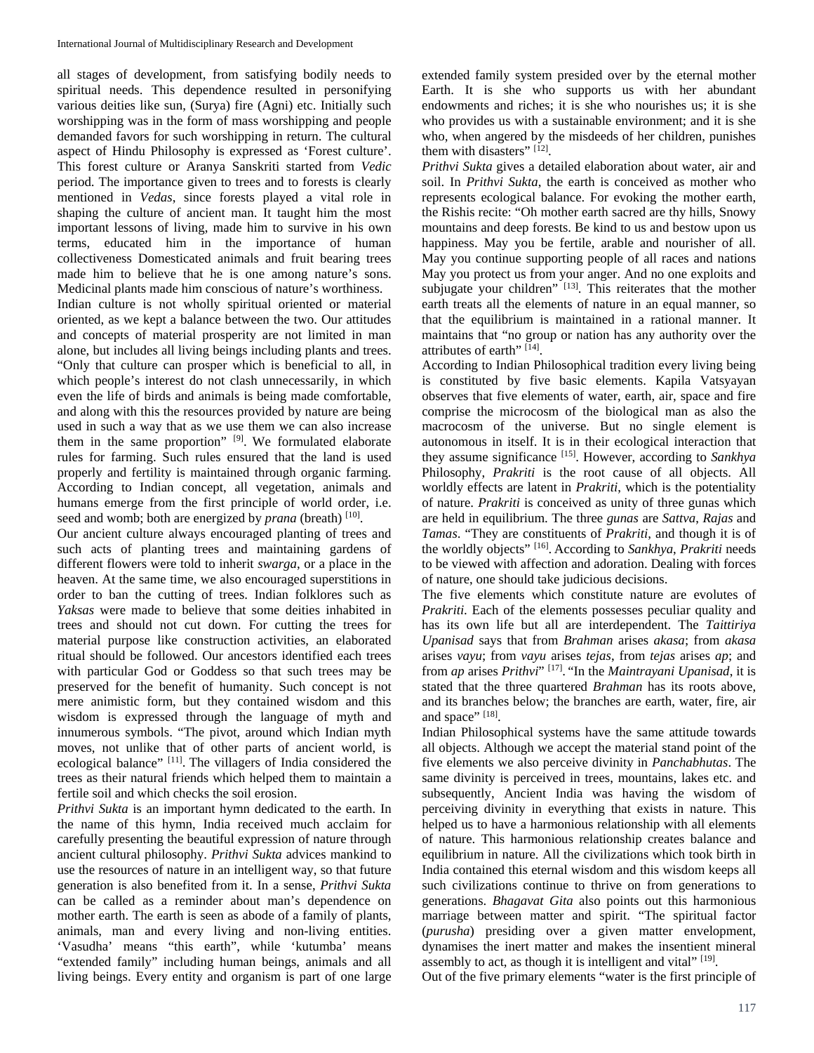all stages of development, from satisfying bodily needs to spiritual needs. This dependence resulted in personifying various deities like sun, (Surya) fire (Agni) etc. Initially such worshipping was in the form of mass worshipping and people demanded favors for such worshipping in return. The cultural aspect of Hindu Philosophy is expressed as 'Forest culture'. This forest culture or Aranya Sanskriti started from *Vedic* period. The importance given to trees and to forests is clearly mentioned in *Vedas*, since forests played a vital role in shaping the culture of ancient man. It taught him the most important lessons of living, made him to survive in his own terms, educated him in the importance of human collectiveness Domesticated animals and fruit bearing trees made him to believe that he is one among nature's sons. Medicinal plants made him conscious of nature's worthiness.

Indian culture is not wholly spiritual oriented or material oriented, as we kept a balance between the two. Our attitudes and concepts of material prosperity are not limited in man alone, but includes all living beings including plants and trees. "Only that culture can prosper which is beneficial to all, in which people's interest do not clash unnecessarily, in which even the life of birds and animals is being made comfortable, and along with this the resources provided by nature are being used in such a way that as we use them we can also increase them in the same proportion" [9]. We formulated elaborate rules for farming. Such rules ensured that the land is used properly and fertility is maintained through organic farming. According to Indian concept, all vegetation, animals and humans emerge from the first principle of world order, i.e. seed and womb; both are energized by *prana* (breath) [10].

Our ancient culture always encouraged planting of trees and such acts of planting trees and maintaining gardens of different flowers were told to inherit *swarga*, or a place in the heaven. At the same time, we also encouraged superstitions in order to ban the cutting of trees. Indian folklores such as *Yaksas* were made to believe that some deities inhabited in trees and should not cut down. For cutting the trees for material purpose like construction activities, an elaborated ritual should be followed. Our ancestors identified each trees with particular God or Goddess so that such trees may be preserved for the benefit of humanity. Such concept is not mere animistic form, but they contained wisdom and this wisdom is expressed through the language of myth and innumerous symbols. "The pivot, around which Indian myth moves, not unlike that of other parts of ancient world, is ecological balance" [11]. The villagers of India considered the trees as their natural friends which helped them to maintain a fertile soil and which checks the soil erosion.

*Prithvi Sukta* is an important hymn dedicated to the earth. In the name of this hymn, India received much acclaim for carefully presenting the beautiful expression of nature through ancient cultural philosophy. *Prithvi Sukta* advices mankind to use the resources of nature in an intelligent way, so that future generation is also benefited from it. In a sense, *Prithvi Sukta* can be called as a reminder about man's dependence on mother earth. The earth is seen as abode of a family of plants, animals, man and every living and non-living entities. 'Vasudha' means "this earth", while 'kutumba' means "extended family" including human beings, animals and all living beings. Every entity and organism is part of one large extended family system presided over by the eternal mother Earth. It is she who supports us with her abundant endowments and riches; it is she who nourishes us; it is she who provides us with a sustainable environment; and it is she who, when angered by the misdeeds of her children, punishes them with disasters" [12].

*Prithvi Sukta* gives a detailed elaboration about water, air and soil. In *Prithvi Sukta*, the earth is conceived as mother who represents ecological balance. For evoking the mother earth, the Rishis recite: "Oh mother earth sacred are thy hills, Snowy mountains and deep forests. Be kind to us and bestow upon us happiness. May you be fertile, arable and nourisher of all. May you continue supporting people of all races and nations May you protect us from your anger. And no one exploits and subjugate your children" [13]. This reiterates that the mother earth treats all the elements of nature in an equal manner, so that the equilibrium is maintained in a rational manner. It maintains that "no group or nation has any authority over the attributes of earth" [14].

According to Indian Philosophical tradition every living being is constituted by five basic elements. Kapila Vatsyayan observes that five elements of water, earth, air, space and fire comprise the microcosm of the biological man as also the macrocosm of the universe. But no single element is autonomous in itself. It is in their ecological interaction that they assume significance [15]. However, according to *Sankhya* Philosophy, *Prakriti* is the root cause of all objects. All worldly effects are latent in *Prakriti*, which is the potentiality of nature. *Prakriti* is conceived as unity of three gunas which are held in equilibrium. The three *gunas* are *Sattva*, *Rajas* and *Tamas*. "They are constituents of *Prakriti*, and though it is of the worldly objects" [16]. According to *Sankhya*, *Prakriti* needs to be viewed with affection and adoration. Dealing with forces of nature, one should take judicious decisions.

The five elements which constitute nature are evolutes of *Prakriti*. Each of the elements possesses peculiar quality and has its own life but all are interdependent. The *Taittiriya Upanisad* says that from *Brahman* arises *akasa*; from *akasa* arises *vayu*; from *vayu* arises *tejas*, from *tejas* arises *ap*; and from *ap* arises *Prithvi*" [17]. "In the *Maintrayani Upanisad*, it is stated that the three quartered *Brahman* has its roots above, and its branches below; the branches are earth, water, fire, air and space" [18].

Indian Philosophical systems have the same attitude towards all objects. Although we accept the material stand point of the five elements we also perceive divinity in *Panchabhutas*. The same divinity is perceived in trees, mountains, lakes etc. and subsequently, Ancient India was having the wisdom of perceiving divinity in everything that exists in nature. This helped us to have a harmonious relationship with all elements of nature. This harmonious relationship creates balance and equilibrium in nature. All the civilizations which took birth in India contained this eternal wisdom and this wisdom keeps all such civilizations continue to thrive on from generations to generations. *Bhagavat Gita* also points out this harmonious marriage between matter and spirit. "The spiritual factor (*purusha*) presiding over a given matter envelopment, dynamises the inert matter and makes the insentient mineral assembly to act, as though it is intelligent and vital" [19].

Out of the five primary elements "water is the first principle of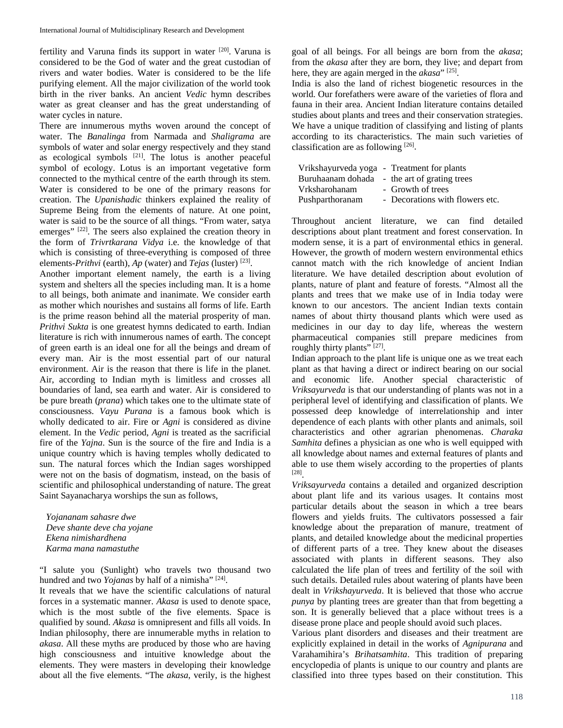fertility and Varuna finds its support in water [20]. Varuna is considered to be the God of water and the great custodian of rivers and water bodies. Water is considered to be the life purifying element. All the major civilization of the world took birth in the river banks. An ancient *Vedic* hymn describes water as great cleanser and has the great understanding of water cycles in nature.

There are innumerous myths woven around the concept of water. The *Banalinga* from Narmada and *Shaligrama* are symbols of water and solar energy respectively and they stand as ecological symbols [21]. The lotus is another peaceful symbol of ecology. Lotus is an important vegetative form connected to the mythical centre of the earth through its stem. Water is considered to be one of the primary reasons for creation. The *Upanishadic* thinkers explained the reality of Supreme Being from the elements of nature. At one point, water is said to be the source of all things. "From water, satya emerges" [22]. The seers also explained the creation theory in the form of *Trivrtkarana Vidya* i.e. the knowledge of that which is consisting of three-everything is composed of three elements-*Prithvi* (earth), *Ap* (water) and *Tejas* (luster) [23].

Another important element namely, the earth is a living system and shelters all the species including man. It is a home to all beings, both animate and inanimate. We consider earth as mother which nourishes and sustains all forms of life. Earth is the prime reason behind all the material prosperity of man. *Prithvi Sukta* is one greatest hymns dedicated to earth. Indian literature is rich with innumerous names of earth. The concept of green earth is an ideal one for all the beings and dream of every man. Air is the most essential part of our natural environment. Air is the reason that there is life in the planet. Air, according to Indian myth is limitless and crosses all boundaries of land, sea earth and water. Air is considered to be pure breath (*prana*) which takes one to the ultimate state of consciousness. *Vayu Purana* is a famous book which is wholly dedicated to air. Fire or *Agni* is considered as divine element. In the *Vedic* period, *Agni* is treated as the sacrificial fire of the *Yajna*. Sun is the source of the fire and India is a unique country which is having temples wholly dedicated to sun. The natural forces which the Indian sages worshipped were not on the basis of dogmatism, instead, on the basis of scientific and philosophical understanding of nature. The great Saint Sayanacharya worships the sun as follows,

*Yojananam sahasre dwe*  
*Deve shante deve cha yojane*  
*Ekena nimishardhena*  
*Karma mana namastuthe*

"I salute you (Sunlight) who travels two thousand two hundred and two *Yojanas* by half of a nimisha" [24].

It reveals that we have the scientific calculations of natural forces in a systematic manner. *Akasa* is used to denote space, which is the most subtle of the five elements. Space is qualified by sound. *Akasa* is omnipresent and fills all voids. In Indian philosophy, there are innumerable myths in relation to *akasa*. All these myths are produced by those who are having high consciousness and intuitive knowledge about the elements. They were masters in developing their knowledge about all the five elements. "The *akasa*, verily, is the highest goal of all beings. For all beings are born from the *akasa*; from the *akasa* after they are born, they live; and depart from here, they are again merged in the *akasa*" [25].

India is also the land of richest biogenetic resources in the world. Our forefathers were aware of the varieties of flora and fauna in their area. Ancient Indian literature contains detailed studies about plants and trees and their conservation strategies. We have a unique tradition of classifying and listing of plants according to its characteristics. The main such varieties of classification are as following [26].

Vrikshayurveda yoga - Treatment for plants  
Buruhaanam dohada - the art of grating trees  
Vrksharohanam - Growth of trees  
Pushparthoranam - Decorations with flowers etc.

Throughout ancient literature, we can find detailed descriptions about plant treatment and forest conservation. In modern sense, it is a part of environmental ethics in general. However, the growth of modern western environmental ethics cannot match with the rich knowledge of ancient Indian literature. We have detailed description about evolution of plants, nature of plant and feature of forests. "Almost all the plants and trees that we make use of in India today were known to our ancestors. The ancient Indian texts contain names of about thirty thousand plants which were used as medicines in our day to day life, whereas the western pharmaceutical companies still prepare medicines from roughly thirty plants" [27].

Indian approach to the plant life is unique one as we treat each plant as that having a direct or indirect bearing on our social and economic life. Another special characteristic of *Vriksayurveda* is that our understanding of plants was not in a peripheral level of identifying and classification of plants. We possessed deep knowledge of interrelationship and inter dependence of each plants with other plants and animals, soil characteristics and other agrarian phenomenas. *Charaka Samhita* defines a physician as one who is well equipped with all knowledge about names and external features of plants and able to use them wisely according to the properties of plants [28].

*Vriksayurveda* contains a detailed and organized description about plant life and its various usages. It contains most particular details about the season in which a tree bears flowers and yields fruits. The cultivators possessed a fair knowledge about the preparation of manure, treatment of plants, and detailed knowledge about the medicinal properties of different parts of a tree. They knew about the diseases associated with plants in different seasons. They also calculated the life plan of trees and fertility of the soil with such details. Detailed rules about watering of plants have been dealt in *Vrikshayurveda*. It is believed that those who accrue *punya* by planting trees are greater than that from begetting a son. It is generally believed that a place without trees is a disease prone place and people should avoid such places.

Various plant disorders and diseases and their treatment are explicitly explained in detail in the works of *Agnipurana* and Varahamihira's *Brihatsamhita*. This tradition of preparing encyclopedia of plants is unique to our country and plants are classified into three types based on their constitution. This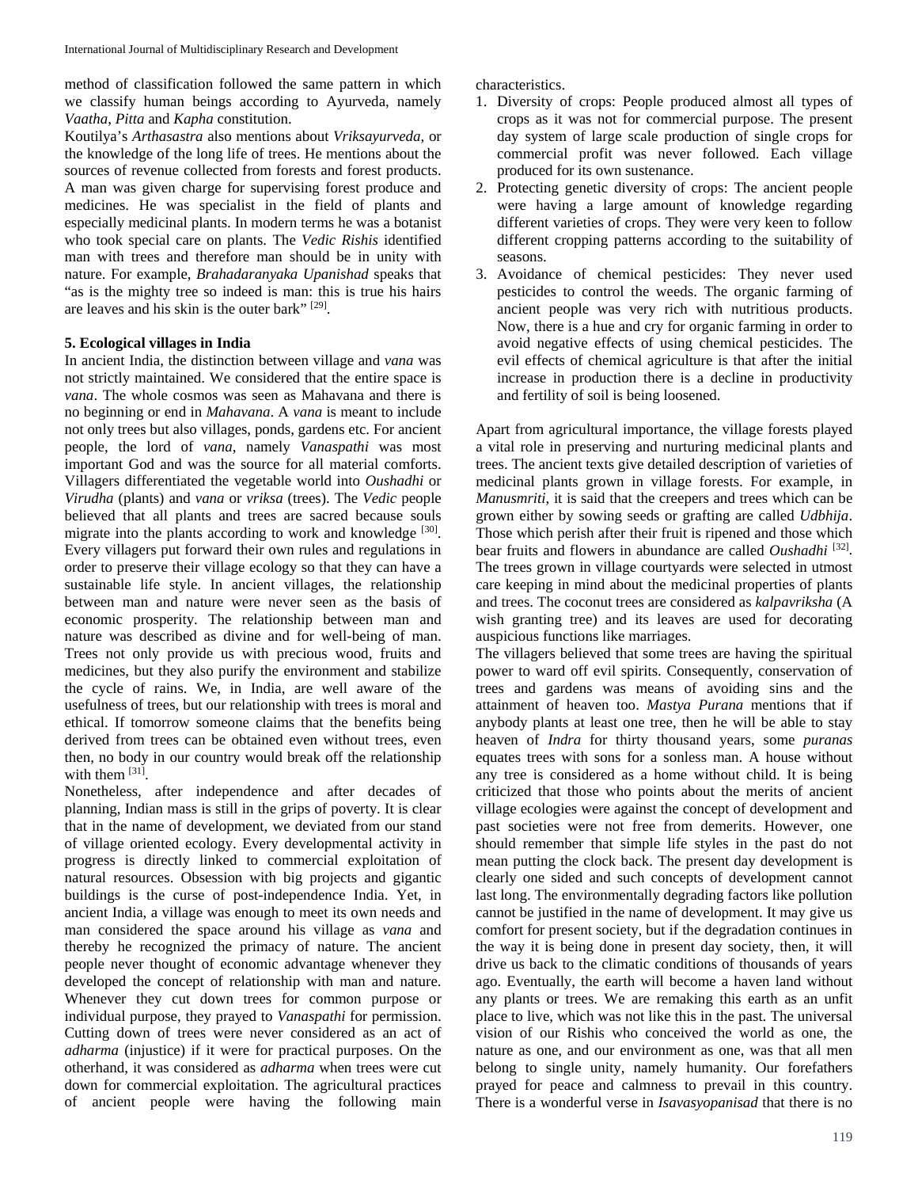method of classification followed the same pattern in which we classify human beings according to Ayurveda, namely *Vaatha*, *Pitta* and *Kapha* constitution.

Koutilya's *Arthasastra* also mentions about *Vriksayurveda*, or the knowledge of the long life of trees. He mentions about the sources of revenue collected from forests and forest products. A man was given charge for supervising forest produce and medicines. He was specialist in the field of plants and especially medicinal plants. In modern terms he was a botanist who took special care on plants. The *Vedic Rishis* identified man with trees and therefore man should be in unity with nature. For example, *Brahadaranyaka Upanishad* speaks that "as is the mighty tree so the indeed is man: this is true his hairs are leaves and his skin is the outer bark" [29].

**5. Ecological villages in India**

In ancient India, the distinction between village and *vana* was not strictly maintained. We considered that the entire space is *vana*. The whole cosmos was seen as Mahavana and there is no beginning or end in *Mahavana*. A *vana* is meant to include not only trees but also villages, ponds, gardens etc. For ancient people, the lord of *vana*, namely *Vanaspathi* was most important God and was the source for all material comforts. Villagers differentiated the vegetable world into *Oushadhi* or *Virudha* (plants) and *vana* or *vriksa* (trees). The *Vedic* people believed that all plants and trees are sacred because souls migrate into the plants according to work and knowledge [30]. Every villagers put forward their own rules and regulations in order to preserve their village ecology so that they can have a sustainable life style. In ancient villages, the relationship between man and nature were never seen as the basis of economic prosperity. The relationship between man and nature was described as divine and for well-being of man. Trees not only provide us with precious wood, fruits and medicines, but they also purify the environment and stabilize the cycle of rains. We, in India, are well aware of the usefulness of trees, but our relationship with trees is moral and ethical. If tomorrow someone claims that the benefits being derived from trees can be obtained even without trees, even then, no body in our country would break off the relationship with them [31].

Nonetheless, after independence and after decades of planning, Indian mass is still in the grips of poverty. It is clear that in the name of development, we deviated from our stand of village oriented ecology. Every developmental activity in progress is directly linked to commercial exploitation of natural resources. Obsession with big projects and gigantic buildings is the curse of post-independence India. Yet, in ancient India, a village was enough to meet its own needs and man considered the space around his village as *vana* and thereby he recognized the primacy of nature. The ancient people never thought of economic advantage whenever they developed the concept of relationship with man and nature. Whenever they cut down trees for common purpose or individual purpose, they prayed to *Vanaspathi* for permission. Cutting down of trees were never considered as an act of *adharma* (injustice) if it were for practical purposes. On the otherhand, it was considered as *adharma* when trees were cut down for commercial exploitation. The agricultural practices of ancient people were having the following main characteristics.

1. Diversity of crops: People produced almost all types of crops as it was not for commercial purpose. The present day system of large scale production of single crops for commercial profit was never followed. Each village produced for its own sustenance.
2. Protecting genetic diversity of crops: The ancient people were having a large amount of knowledge regarding different varieties of crops. They were very keen to follow different cropping patterns according to the suitability of seasons.
3. Avoidance of chemical pesticides: They never used pesticides to control the weeds. The organic farming of ancient people was very rich with nutritious products. Now, there is a hue and cry for organic farming in order to avoid negative effects of using chemical pesticides. The evil effects of chemical agriculture is that after the initial increase in production there is a decline in productivity and fertility of soil is being loosened.

Apart from agricultural importance, the village forests played a vital role in preserving and nurturing medicinal plants and trees. The ancient texts give detailed description of varieties of medicinal plants grown in village forests. For example, in *Manusmriti*, it is said that the creepers and trees which can be grown either by sowing seeds or grafting are called *Udbhija*. Those which perish after their fruit is ripened and those which bear fruits and flowers in abundance are called *Oushadhi* [32]. The trees grown in village courtyards were selected in utmost care keeping in mind about the medicinal properties of plants and trees. The coconut trees are considered as *kalpavriksha* (A wish granting tree) and its leaves are used for decorating auspicious functions like marriages.

The villagers believed that some trees are having the spiritual power to ward off evil spirits. Consequently, conservation of trees and gardens was means of avoiding sins and the attainment of heaven too. *Mastya Purana* mentions that if anybody plants at least one tree, then he will be able to stay heaven of *Indra* for thirty thousand years, some *puranas* equates trees with sons for a sonless man. A house without any tree is considered as a home without child. It is being criticized that those who points about the merits of ancient village ecologies were against the concept of development and past societies were not free from demerits. However, one should remember that simple life styles in the past do not mean putting the clock back. The present day development is clearly one sided and such concepts of development cannot last long. The environmentally degrading factors like pollution cannot be justified in the name of development. It may give us comfort for present society, but if the degradation continues in the way it is being done in present day society, then, it will drive us back to the climatic conditions of thousands of years ago. Eventually, the earth will become a haven land without any plants or trees. We are remaking this earth as an unfit place to live, which was not like this in the past. The universal vision of our Rishis who conceived the world as one, the nature as one, and our environment as one, was that all men belong to single unity, namely humanity. Our forefathers prayed for peace and calmness to prevail in this country. There is a wonderful verse in *Isavasyopanisad* that there is no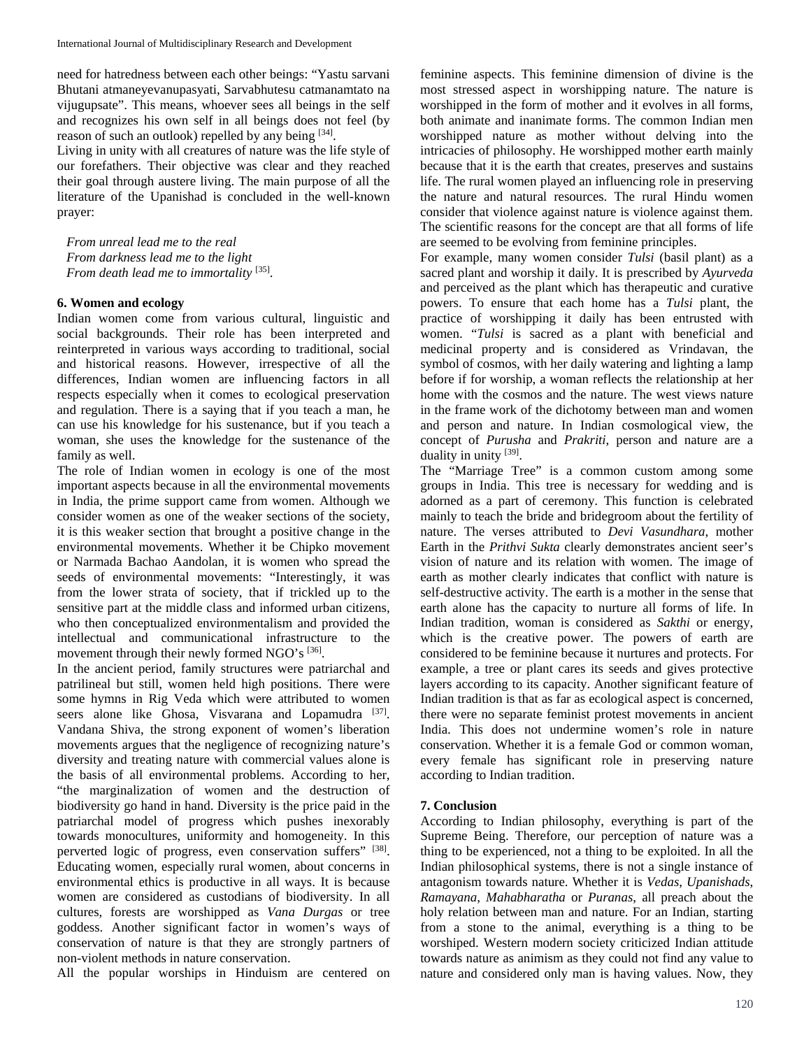need for hatredness between each other beings: "Yastu sarvani Bhutani atmaneyevanupasyati, Sarvabhutesu catmanamtato na vijugupsate". This means, whoever sees all beings in the self and recognizes his own self in all beings does not feel (by reason of such an outlook) repelled by any being [34].

Living in unity with all creatures of nature was the life style of our forefathers. Their objective was clear and they reached their goal through austere living. The main purpose of all the literature of the Upanishad is concluded in the well-known prayer:

*From unreal lead me to the real*
*From darkness lead me to the light*
*From death lead me to immortality* [35].

### 6. Women and ecology

Indian women come from various cultural, linguistic and social backgrounds. Their role has been interpreted and reinterpreted in various ways according to traditional, social and historical reasons. However, irrespective of all the differences, Indian women are influencing factors in all respects especially when it comes to ecological preservation and regulation. There is a saying that if you teach a man, he can use his knowledge for his sustenance, but if you teach a woman, she uses the knowledge for the sustenance of the family as well.

The role of Indian women in ecology is one of the most important aspects because in all the environmental movements in India, the prime support came from women. Although we consider women as one of the weaker sections of the society, it is this weaker section that brought a positive change in the environmental movements. Whether it be Chipko movement or Narmada Bachao Aandolan, it is women who spread the seeds of environmental movements: "Interestingly, it was from the lower strata of society, that if trickled up to the sensitive part at the middle class and informed urban citizens, who then conceptualized environmentalism and provided the intellectual and communicational infrastructure to the movement through their newly formed NGO's [36].

In the ancient period, family structures were patriarchal and patrilineal but still, women held high positions. There were some hymns in Rig Veda which were attributed to women seers alone like Ghosa, Visvarana and Lopamudra [37]. Vandana Shiva, the strong exponent of women's liberation movements argues that the negligence of recognizing nature's diversity and treating nature with commercial values alone is the basis of all environmental problems. According to her, "the marginalization of women and the destruction of biodiversity go hand in hand. Diversity is the price paid in the patriarchal model of progress which pushes inexorably towards monocultures, uniformity and homogeneity. In this perverted logic of progress, even conservation suffers" [38]. Educating women, especially rural women, about concerns in environmental ethics is productive in all ways. It is because women are considered as custodians of biodiversity. In all cultures, forests are worshipped as *Vana Durgas* or tree goddess. Another significant factor in women's ways of conservation of nature is that they are strongly partners of non-violent methods in nature conservation.

All the popular worships in Hinduism are centered on feminine aspects. This feminine dimension of divine is the most stressed aspect in worshipping nature. The nature is worshipped in the form of mother and it evolves in all forms, both animate and inanimate forms. The common Indian men worshipped nature as mother without delving into the intricacies of philosophy. He worshipped mother earth mainly because that it is the earth that creates, preserves and sustains life. The rural women played an influencing role in preserving the nature and natural resources. The rural Hindu women consider that violence against nature is violence against them. The scientific reasons for the concept are that all forms of life are seemed to be evolving from feminine principles.

For example, many women consider *Tulsi* (basil plant) as a sacred plant and worship it daily. It is prescribed by *Ayurveda* and perceived as the plant which has therapeutic and curative powers. To ensure that each home has a *Tulsi* plant, the practice of worshipping it daily has been entrusted with women. "*Tulsi* is sacred as a plant with beneficial and medicinal property and is considered as Vrindavan, the symbol of cosmos, with her daily watering and lighting a lamp before if for worship, a woman reflects the relationship at her home with the cosmos and the nature. The west views nature in the frame work of the dichotomy between man and women and person and nature. In Indian cosmological view, the concept of *Purusha* and *Prakriti*, person and nature are a duality in unity [39].

The "Marriage Tree" is a common custom among some groups in India. This tree is necessary for wedding and is adorned as a part of ceremony. This function is celebrated mainly to teach the bride and bridegroom about the fertility of nature. The verses attributed to *Devi Vasundhara*, mother Earth in the *Prithvi Sukta* clearly demonstrates ancient seer's vision of nature and its relation with women. The image of earth as mother clearly indicates that conflict with nature is self-destructive activity. The earth is a mother in the sense that earth alone has the capacity to nurture all forms of life. In Indian tradition, woman is considered as *Sakthi* or energy, which is the creative power. The powers of earth are considered to be feminine because it nurtures and protects. For example, a tree or plant cares its seeds and gives protective layers according to its capacity. Another significant feature of Indian tradition is that as far as ecological aspect is concerned, there were no separate feminist protest movements in ancient India. This does not undermine women's role in nature conservation. Whether it is a female God or common woman, every female has significant role in preserving nature according to Indian tradition.

### 7. Conclusion

According to Indian philosophy, everything is part of the Supreme Being. Therefore, our perception of nature was a thing to be experienced, not a thing to be exploited. In all the Indian philosophical systems, there is not a single instance of antagonism towards nature. Whether it is *Vedas*, *Upanishads*, *Ramayana*, *Mahabharatha* or *Puranas*, all preach about the holy relation between man and nature. For an Indian, starting from a stone to the animal, everything is a thing to be worshiped. Western modern society criticized Indian attitude towards nature as animism as they could not find any value to nature and considered only man is having values. Now, they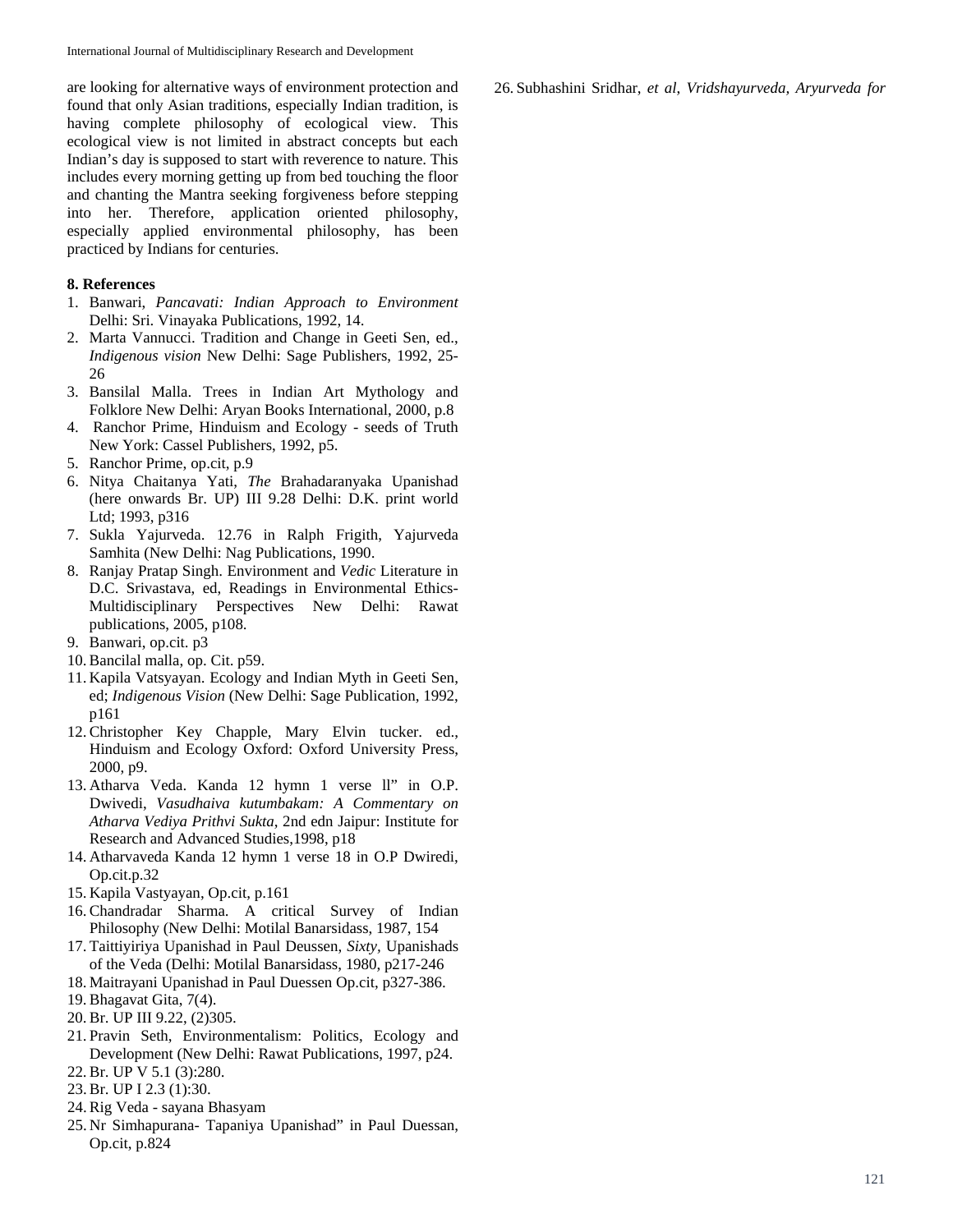are looking for alternative ways of environment protection and found that only Asian traditions, especially Indian tradition, is having complete philosophy of ecological view. This ecological view is not limited in abstract concepts but each Indian's day is supposed to start with reverence to nature. This includes every morning getting up from bed touching the floor and chanting the Mantra seeking forgiveness before stepping into her. Therefore, application oriented philosophy, especially applied environmental philosophy, has been practiced by Indians for centuries.

**8. References**

1. Banwari, *Pancavati: Indian Approach to Environment* Delhi: Sri. Vinayaka Publications, 1992, 14.
2. Marta Vannucci. Tradition and Change in Geeti Sen, ed., *Indigenous vision* New Delhi: Sage Publishers, 1992, 25-26
3. Bansilal Malla. Trees in Indian Art Mythology and Folklore New Delhi: Aryan Books International, 2000, p.8
4. Ranchor Prime, Hinduism and Ecology - seeds of Truth New York: Cassel Publishers, 1992, p5.
5. Ranchor Prime, op.cit, p.9
6. Nitya Chaitanya Yati, *The* Brahadaranyaka Upanishad (here onwards Br. UP) III 9.28 Delhi: D.K. print world Ltd; 1993, p316
7. Sukla Yajurveda. 12.76 in Ralph Frigith, Yajurveda Samhita (New Delhi: Nag Publications, 1990.
8. Ranjay Pratap Singh. Environment and *Vedic* Literature in D.C. Srivastava, ed, Readings in Environmental Ethics-Multidisciplinary Perspectives New Delhi: Rawat publications, 2005, p108.
9. Banwari, op.cit. p3
10. Bancilal malla, op. Cit. p59.
11. Kapila Vatsyayan. Ecology and Indian Myth in Geeti Sen, ed; *Indigenous Vision* (New Delhi: Sage Publication, 1992, p161
12. Christopher Key Chapple, Mary Elvin tucker. ed., Hinduism and Ecology Oxford: Oxford University Press, 2000, p9.
13. Atharva Veda. Kanda 12 hymn 1 verse ll" in O.P. Dwivedi, *Vasudhaiva kutumbakam: A Commentary on Atharva Vediya Prithvi Sukta*, 2nd edn Jaipur: Institute for Research and Advanced Studies,1998, p18
14. Atharvaveda Kanda 12 hymn 1 verse 18 in O.P Dwiredi, Op.cit.p.32
15. Kapila Vastyayan, Op.cit, p.161
16. Chandradar Sharma. A critical Survey of Indian Philosophy (New Delhi: Motilal Banarsidass, 1987, 154
17. Taittiyiriya Upanishad in Paul Deussen, *Sixty*, Upanishads of the Veda (Delhi: Motilal Banarsidass, 1980, p217-246
18. Maitrayani Upanishad in Paul Duessen Op.cit, p327-386.
19. Bhagavat Gita, 7(4).
20. Br. UP III 9.22, (2)305.
21. Pravin Seth, Environmentalism: Politics, Ecology and Development (New Delhi: Rawat Publications, 1997, p24.
22. Br. UP V 5.1 (3):280.
23. Br. UP I 2.3 (1):30.
24. Rig Veda - sayana Bhasyam
25. Nr Simhapurana- Tapaniya Upanishad" in Paul Duessan, Op.cit, p.824
26. Subhashini Sridhar, *et al*, *Vridshayurveda, Aryurveda for*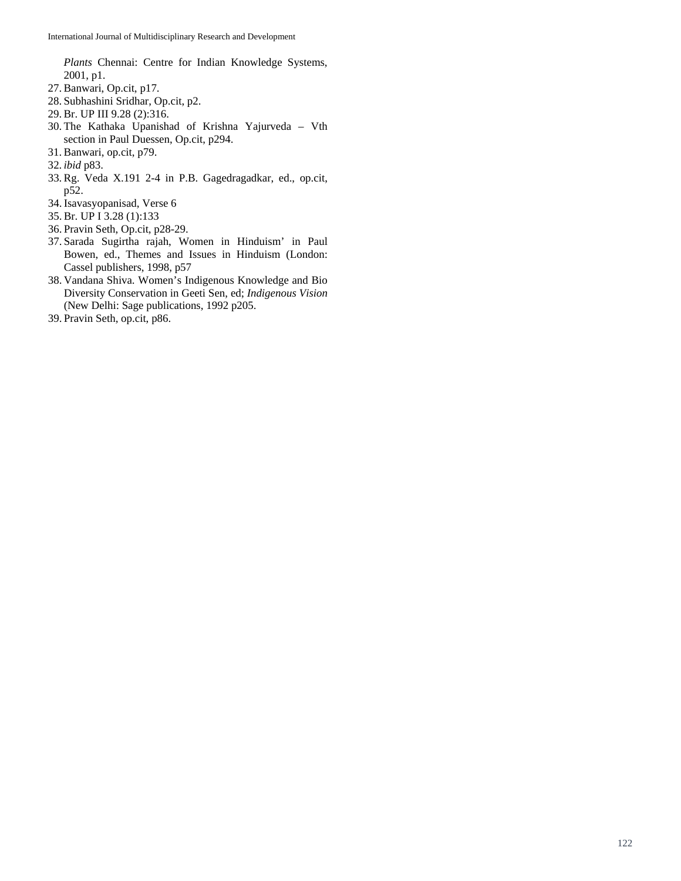*Plants* Chennai: Centre for Indian Knowledge Systems, 2001, p1.

27. Banwari, Op.cit, p17.
28. Subhashini Sridhar, Op.cit, p2.
29. Br. UP III 9.28 (2):316.
30. The Kathaka Upanishad of Krishna Yajurveda – Vth section in Paul Duessen, Op.cit, p294.
31. Banwari, op.cit, p79.
32. *ibid* p83.
33. Rg. Veda X.191 2-4 in P.B. Gagedragadkar, ed., op.cit, p52.
34. Isavasyopanisad, Verse 6
35. Br. UP I 3.28 (1):133
36. Pravin Seth, Op.cit, p28-29.
37. Sarada Sugirtha rajah, Women in Hinduism' in Paul Bowen, ed., Themes and Issues in Hinduism (London: Cassel publishers, 1998, p57
38. Vandana Shiva. Women's Indigenous Knowledge and Bio Diversity Conservation in Geeti Sen, ed; *Indigenous Vision* (New Delhi: Sage publications, 1992 p205.
39. Pravin Seth, op.cit, p86.